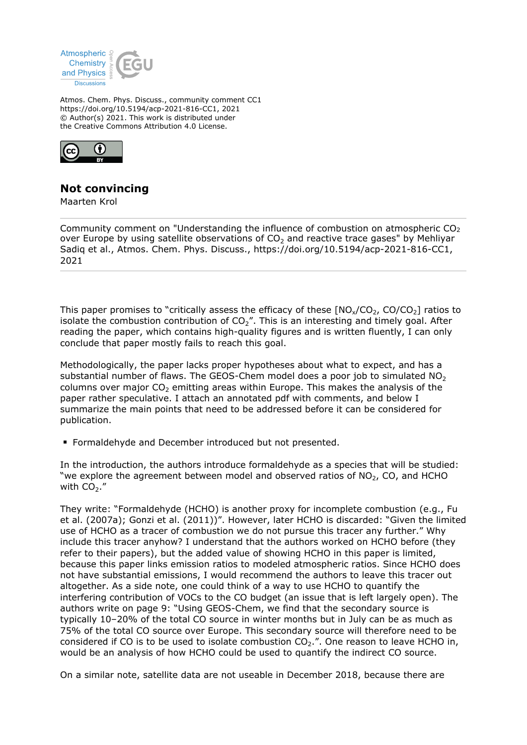Atmos. Chem. Phys. Discuss., community comment CC1
https://doi.org/10.5194/acp-2021-816-CC1, 2021
© Author(s) 2021. This work is distributed under
the Creative Commons Attribution 4.0 License.

# Not convincing

Maarten Krol

---

Community comment on "Understanding the influence of combustion on atmospheric $CO_2$ over Europe by using satellite observations of $CO_2$ and reactive trace gases" by Mehliyar Sadiq et al., Atmos. Chem. Phys. Discuss., https://doi.org/10.5194/acp-2021-816-CC1, 2021

---

This paper promises to "critically assess the efficacy of these [$NO_x/CO_2$, $CO/CO_2$] ratios to isolate the combustion contribution of $CO_2$". This is an interesting and timely goal. After reading the paper, which contains high-quality figures and is written fluently, I can only conclude that paper mostly fails to reach this goal.

Methodologically, the paper lacks proper hypotheses about what to expect, and has a substantial number of flaws. The GEOS-Chem model does a poor job to simulated $NO_2$ columns over major $CO_2$ emitting areas within Europe. This makes the analysis of the paper rather speculative. I attach an annotated pdf with comments, and below I summarize the main points that need to be addressed before it can be considered for publication.

- Formaldehyde and December introduced but not presented.

In the introduction, the authors introduce formaldehyde as a species that will be studied: "we explore the agreement between model and observed ratios of $NO_2$, CO, and HCHO with $CO_2$."

They write: "Formaldehyde (HCHO) is another proxy for incomplete combustion (e.g., Fu et al. (2007a); Gonzi et al. (2011))". However, later HCHO is discarded: "Given the limited use of HCHO as a tracer of combustion we do not pursue this tracer any further." Why include this tracer anyhow? I understand that the authors worked on HCHO before (they refer to their papers), but the added value of showing HCHO in this paper is limited, because this paper links emission ratios to modeled atmospheric ratios. Since HCHO does not have substantial emissions, I would recommend the authors to leave this tracer out altogether. As a side note, one could think of a way to use HCHO to quantify the interfering contribution of VOCs to the CO budget (an issue that is left largely open). The authors write on page 9: "Using GEOS-Chem, we find that the secondary source is typically 10–20% of the total CO source in winter months but in July can be as much as 75% of the total CO source over Europe. This secondary source will therefore need to be considered if CO is to be used to isolate combustion $CO_2$.". One reason to leave HCHO in, would be an analysis of how HCHO could be used to quantify the indirect CO source.

On a similar note, satellite data are not useable in December 2018, because there are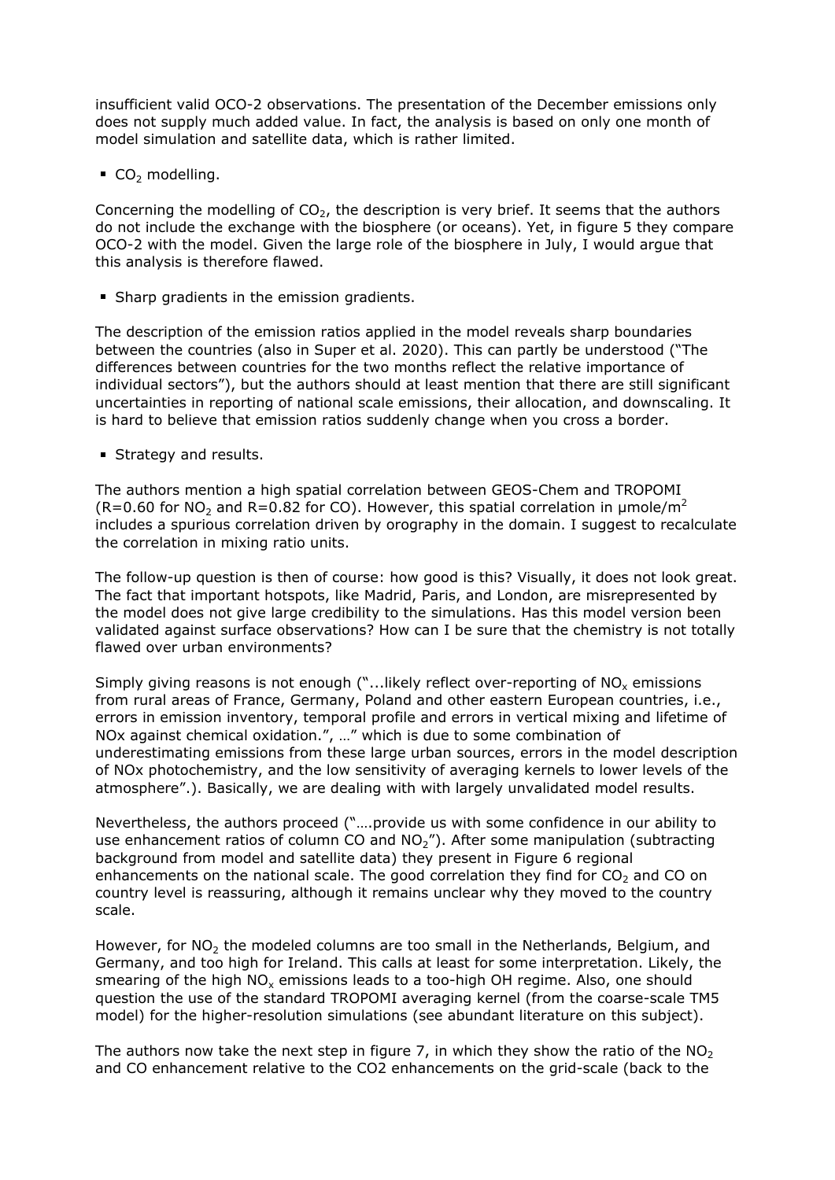insufficient valid OCO-2 observations. The presentation of the December emissions only does not supply much added value. In fact, the analysis is based on only one month of model simulation and satellite data, which is rather limited.

- $CO_2$ modelling.

Concerning the modelling of $CO_2$, the description is very brief. It seems that the authors do not include the exchange with the biosphere (or oceans). Yet, in figure 5 they compare OCO-2 with the model. Given the large role of the biosphere in July, I would argue that this analysis is therefore flawed.

- Sharp gradients in the emission gradients.

The description of the emission ratios applied in the model reveals sharp boundaries between the countries (also in Super et al. 2020). This can partly be understood ("The differences between countries for the two months reflect the relative importance of individual sectors"), but the authors should at least mention that there are still significant uncertainties in reporting of national scale emissions, their allocation, and downscaling. It is hard to believe that emission ratios suddenly change when you cross a border.

- Strategy and results.

The authors mention a high spatial correlation between GEOS-Chem and TROPOMI ($R=0.60$ for $NO_2$ and $R=0.82$ for CO). However, this spatial correlation in μmole/m$^2$ includes a spurious correlation driven by orography in the domain. I suggest to recalculate the correlation in mixing ratio units.

The follow-up question is then of course: how good is this? Visually, it does not look great. The fact that important hotspots, like Madrid, Paris, and London, are misrepresented by the model does not give large credibility to the simulations. Has this model version been validated against surface observations? How can I be sure that the chemistry is not totally flawed over urban environments?

Simply giving reasons is not enough ("...likely reflect over-reporting of $NO_x$ emissions from rural areas of France, Germany, Poland and other eastern European countries, i.e., errors in emission inventory, temporal profile and errors in vertical mixing and lifetime of NOx against chemical oxidation.", …" which is due to some combination of underestimating emissions from these large urban sources, errors in the model description of NOx photochemistry, and the low sensitivity of averaging kernels to lower levels of the atmosphere".). Basically, we are dealing with with largely unvalidated model results.

Nevertheless, the authors proceed ("….provide us with some confidence in our ability to use enhancement ratios of column CO and $NO_2$"). After some manipulation (subtracting background from model and satellite data) they present in Figure 6 regional enhancements on the national scale. The good correlation they find for $CO_2$ and CO on country level is reassuring, although it remains unclear why they moved to the country scale.

However, for $NO_2$ the modeled columns are too small in the Netherlands, Belgium, and Germany, and too high for Ireland. This calls at least for some interpretation. Likely, the smearing of the high $NO_x$ emissions leads to a too-high OH regime. Also, one should question the use of the standard TROPOMI averaging kernel (from the coarse-scale TM5 model) for the higher-resolution simulations (see abundant literature on this subject).

The authors now take the next step in figure 7, in which they show the ratio of the $NO_2$ and CO enhancement relative to the CO2 enhancements on the grid-scale (back to the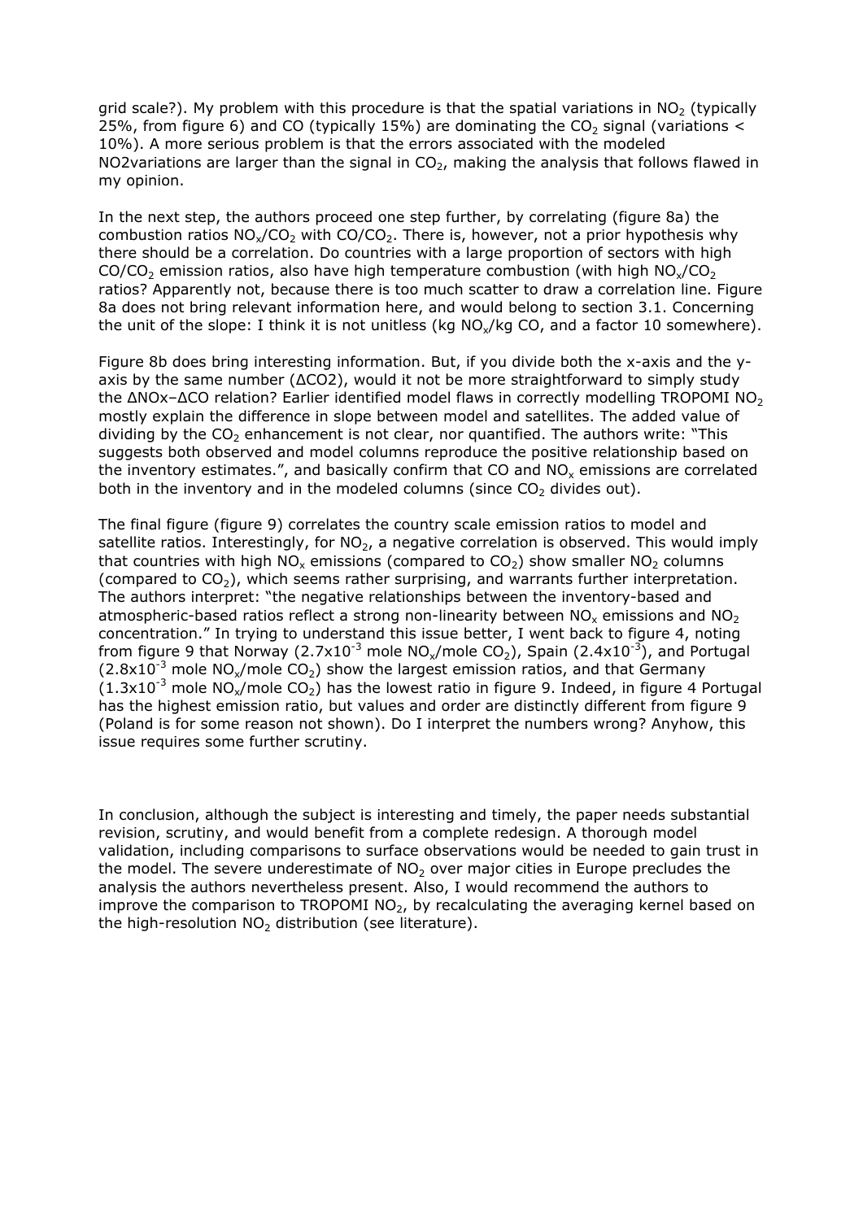grid scale?). My problem with this procedure is that the spatial variations in $NO_2$ (typically 25%, from figure 6) and CO (typically 15%) are dominating the $CO_2$ signal (variations < 10%). A more serious problem is that the errors associated with the modeled NO2variations are larger than the signal in $CO_2$, making the analysis that follows flawed in my opinion.

In the next step, the authors proceed one step further, by correlating (figure 8a) the combustion ratios $NO_x/CO_2$ with $CO/CO_2$. There is, however, not a prior hypothesis why there should be a correlation. Do countries with a large proportion of sectors with high $CO/CO_2$ emission ratios, also have high temperature combustion (with high $NO_x/CO_2$ ratios? Apparently not, because there is too much scatter to draw a correlation line. Figure 8a does not bring relevant information here, and would belong to section 3.1. Concerning the unit of the slope: I think it is not unitless (kg $NO_x$/kg CO, and a factor 10 somewhere).

Figure 8b does bring interesting information. But, if you divide both the x-axis and the y-axis by the same number (ΔCO2), would it not be more straightforward to simply study the ΔNOx–ΔCO relation? Earlier identified model flaws in correctly modelling TROPOMI $NO_2$ mostly explain the difference in slope between model and satellites. The added value of dividing by the $CO_2$ enhancement is not clear, nor quantified. The authors write: "This suggests both observed and model columns reproduce the positive relationship based on the inventory estimates.", and basically confirm that CO and $NO_x$ emissions are correlated both in the inventory and in the modeled columns (since $CO_2$ divides out).

The final figure (figure 9) correlates the country scale emission ratios to model and satellite ratios. Interestingly, for $NO_2$, a negative correlation is observed. This would imply that countries with high $NO_x$ emissions (compared to $CO_2$) show smaller $NO_2$ columns (compared to $CO_2$), which seems rather surprising, and warrants further interpretation. The authors interpret: "the negative relationships between the inventory-based and atmospheric-based ratios reflect a strong non-linearity between $NO_x$ emissions and $NO_2$ concentration." In trying to understand this issue better, I went back to figure 4, noting from figure 9 that Norway ($2.7 \times 10^{-3}$ mole $NO_x$/mole $CO_2$), Spain ($2.4 \times 10^{-3}$), and Portugal ($2.8 \times 10^{-3}$ mole $NO_x$/mole $CO_2$) show the largest emission ratios, and that Germany ($1.3 \times 10^{-3}$ mole $NO_x$/mole $CO_2$) has the lowest ratio in figure 9. Indeed, in figure 4 Portugal has the highest emission ratio, but values and order are distinctly different from figure 9 (Poland is for some reason not shown). Do I interpret the numbers wrong? Anyhow, this issue requires some further scrutiny.

In conclusion, although the subject is interesting and timely, the paper needs substantial revision, scrutiny, and would benefit from a complete redesign. A thorough model validation, including comparisons to surface observations would be needed to gain trust in the model. The severe underestimate of $NO_2$ over major cities in Europe precludes the analysis the authors nevertheless present. Also, I would recommend the authors to improve the comparison to TROPOMI $NO_2$, by recalculating the averaging kernel based on the high-resolution $NO_2$ distribution (see literature).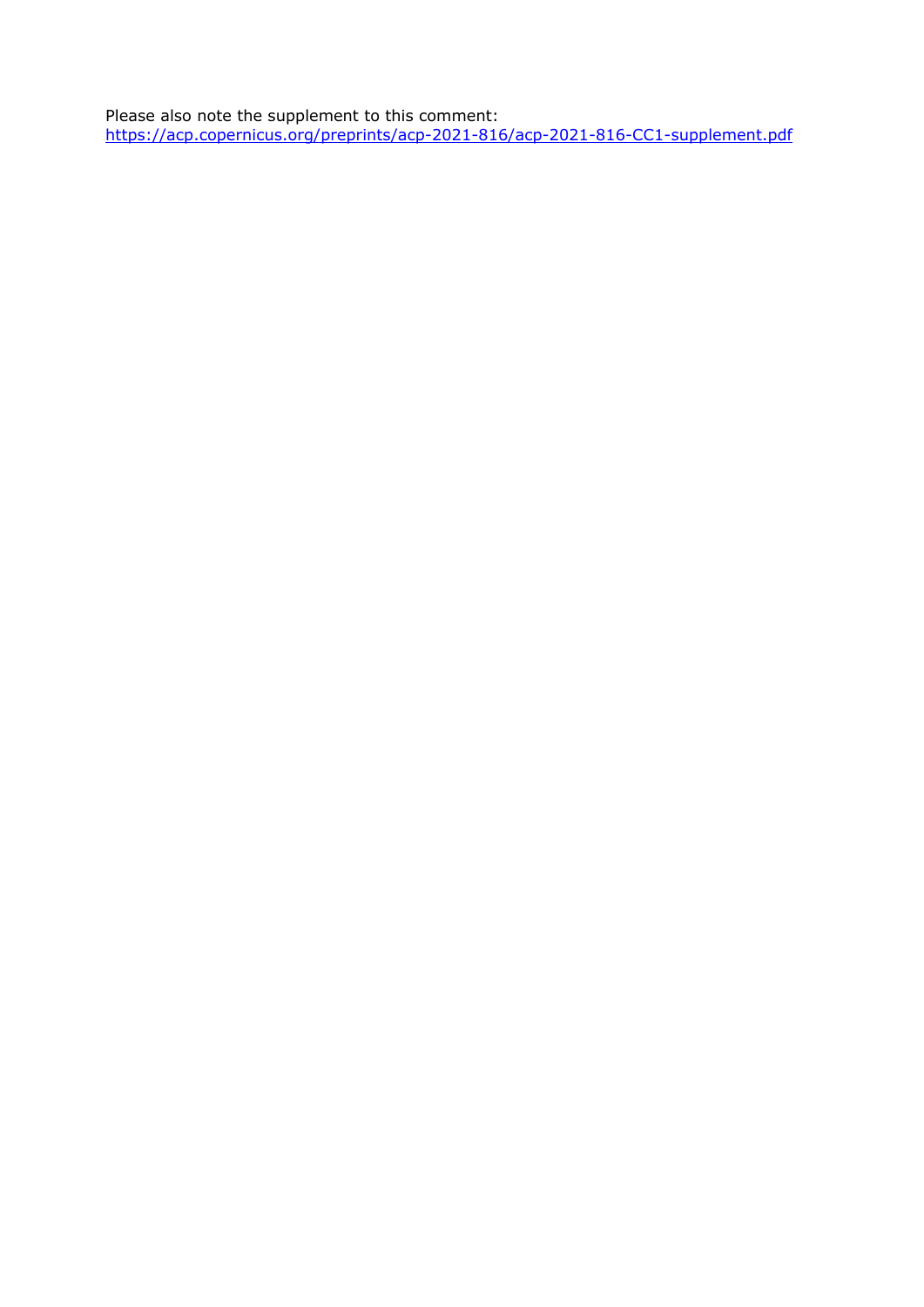Please also note the supplement to this comment:
https://acp.copernicus.org/preprints/acp-2021-816/acp-2021-816-CC1-supplement.pdf